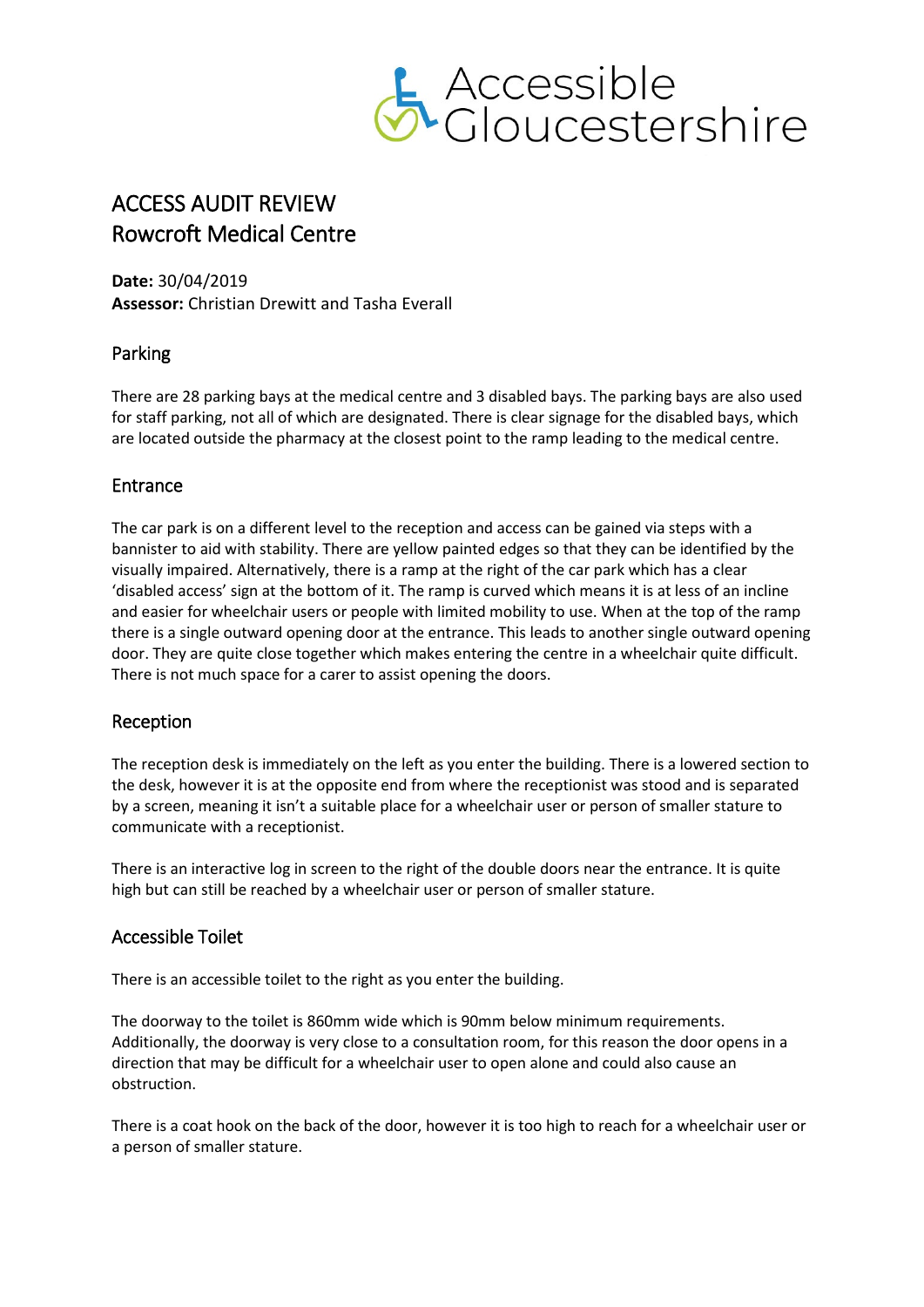Accessible Gloucestershire

# ACCESS AUDIT REVIEW
# Rowcroft Medical Centre

**Date:** 30/04/2019
**Assessor:** Christian Drewitt and Tasha Everall

## Parking

There are 28 parking bays at the medical centre and 3 disabled bays. The parking bays are also used for staff parking, not all of which are designated. There is clear signage for the disabled bays, which are located outside the pharmacy at the closest point to the ramp leading to the medical centre.

## Entrance

The car park is on a different level to the reception and access can be gained via steps with a bannister to aid with stability. There are yellow painted edges so that they can be identified by the visually impaired. Alternatively, there is a ramp at the right of the car park which has a clear 'disabled access' sign at the bottom of it. The ramp is curved which means it is at less of an incline and easier for wheelchair users or people with limited mobility to use. When at the top of the ramp there is a single outward opening door at the entrance. This leads to another single outward opening door. They are quite close together which makes entering the centre in a wheelchair quite difficult. There is not much space for a carer to assist opening the doors.

## Reception

The reception desk is immediately on the left as you enter the building. There is a lowered section to the desk, however it is at the opposite end from where the receptionist was stood and is separated by a screen, meaning it isn't a suitable place for a wheelchair user or person of smaller stature to communicate with a receptionist.

There is an interactive log in screen to the right of the double doors near the entrance. It is quite high but can still be reached by a wheelchair user or person of smaller stature.

## Accessible Toilet

There is an accessible toilet to the right as you enter the building.

The doorway to the toilet is 860mm wide which is 90mm below minimum requirements. Additionally, the doorway is very close to a consultation room, for this reason the door opens in a direction that may be difficult for a wheelchair user to open alone and could also cause an obstruction.

There is a coat hook on the back of the door, however it is too high to reach for a wheelchair user or a person of smaller stature.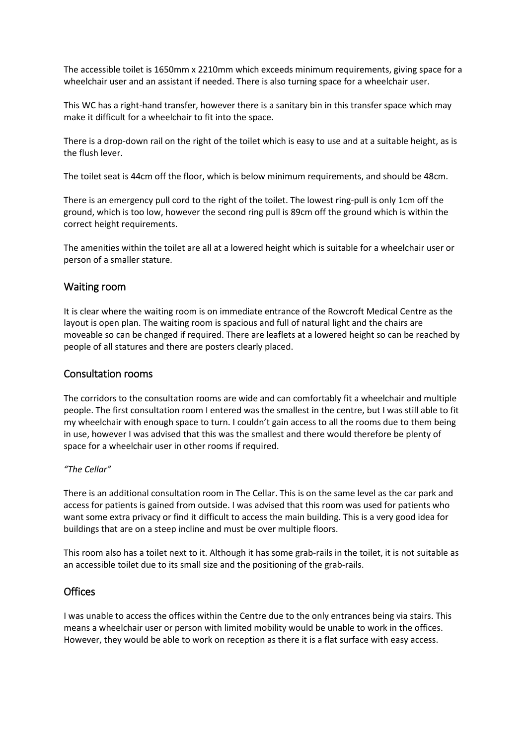The accessible toilet is 1650mm x 2210mm which exceeds minimum requirements, giving space for a wheelchair user and an assistant if needed. There is also turning space for a wheelchair user.

This WC has a right-hand transfer, however there is a sanitary bin in this transfer space which may make it difficult for a wheelchair to fit into the space.

There is a drop-down rail on the right of the toilet which is easy to use and at a suitable height, as is the flush lever.

The toilet seat is 44cm off the floor, which is below minimum requirements, and should be 48cm.

There is an emergency pull cord to the right of the toilet. The lowest ring-pull is only 1cm off the ground, which is too low, however the second ring pull is 89cm off the ground which is within the correct height requirements.

The amenities within the toilet are all at a lowered height which is suitable for a wheelchair user or person of a smaller stature.

## Waiting room

It is clear where the waiting room is on immediate entrance of the Rowcroft Medical Centre as the layout is open plan. The waiting room is spacious and full of natural light and the chairs are moveable so can be changed if required. There are leaflets at a lowered height so can be reached by people of all statures and there are posters clearly placed.

## Consultation rooms

The corridors to the consultation rooms are wide and can comfortably fit a wheelchair and multiple people. The first consultation room I entered was the smallest in the centre, but I was still able to fit my wheelchair with enough space to turn. I couldn't gain access to all the rooms due to them being in use, however I was advised that this was the smallest and there would therefore be plenty of space for a wheelchair user in other rooms if required.

*"The Cellar"*

There is an additional consultation room in The Cellar. This is on the same level as the car park and access for patients is gained from outside. I was advised that this room was used for patients who want some extra privacy or find it difficult to access the main building. This is a very good idea for buildings that are on a steep incline and must be over multiple floors.

This room also has a toilet next to it. Although it has some grab-rails in the toilet, it is not suitable as an accessible toilet due to its small size and the positioning of the grab-rails.

## Offices

I was unable to access the offices within the Centre due to the only entrances being via stairs. This means a wheelchair user or person with limited mobility would be unable to work in the offices. However, they would be able to work on reception as there it is a flat surface with easy access.